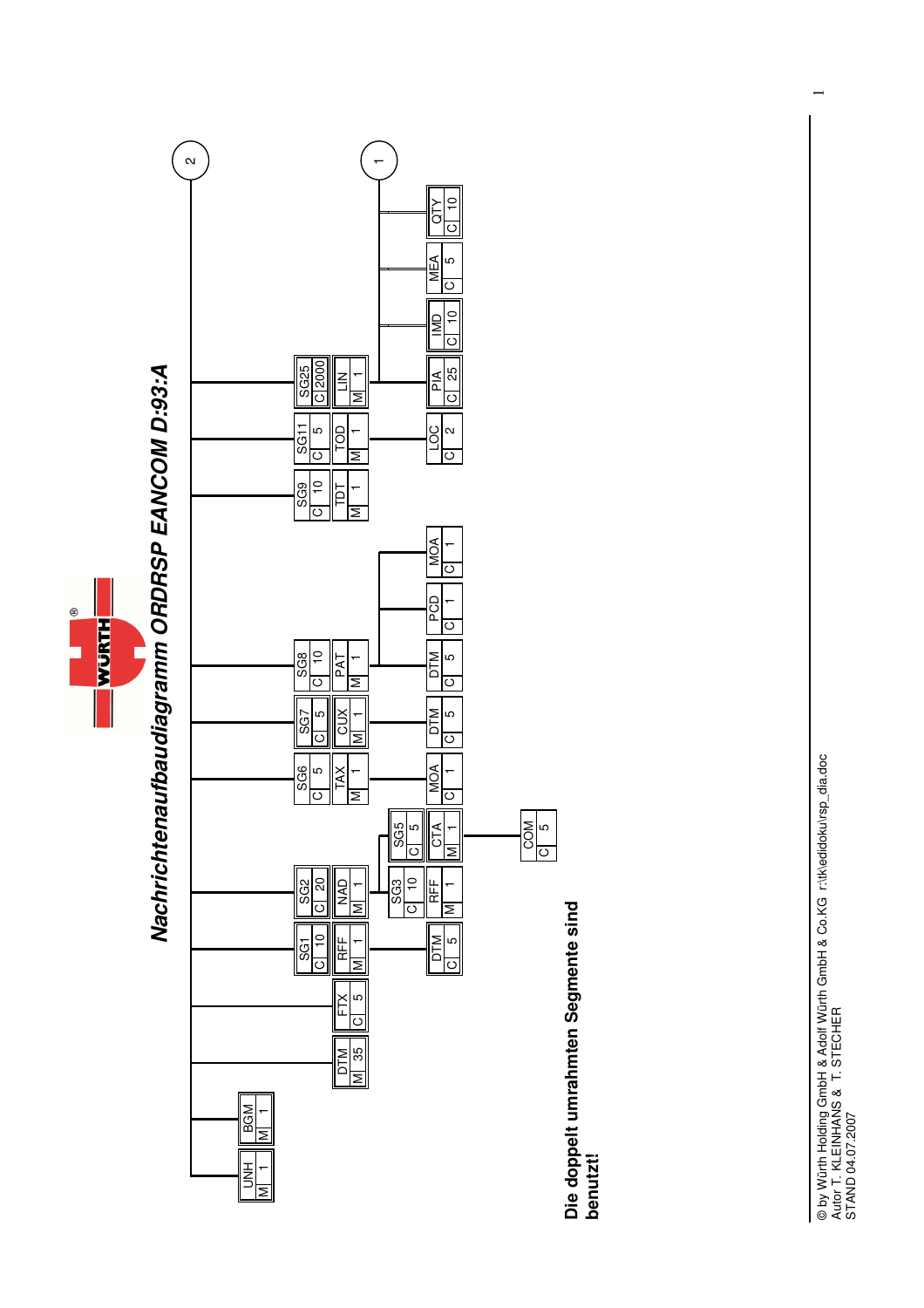# Nachrichtenaufbaudiagramm ORDRSP EANCOM D:93:A

| Segment/Gruppe | Status | Wiederholung | Untergeordnete Segmente |
|---|---|---|---|
| UNH | M | 1 | |
| BGM | M | 1 | |
| DTM | M | 35 | |
| FTX | C | 5 | |
| SG1 | C | 10 | RFF (M 1), DTM (C 5) |
| SG2 | C | 20 | NAD (M 1); SG3 (C 10): RFF (M 1); SG5 (C 5): CTA (M 1), COM (C 5) |
| SG6 | C | 5 | TAX (M 1), MOA (C 1) |
| SG7 | C | 5 | CUX (M 1), DTM (C 5) |
| SG8 | C | 10 | PAT (M 1), DTM (C 5), PCD (C 1), MOA (C 1) |
| SG9 | C | 10 | TDT (M 1) |
| SG11 | C | 5 | TOD (M 1), LOC (C 2) |
| SG25 | C | 2000 | LIN (M 1), PIA (C 25), IMD (C 10), MEA (C 5), QTY (C 10) → 1 |

→ 2

**Die doppelt umrahmten Segmente sind benutzt!**

© by Würth Holding GmbH & Adolf Würth GmbH & Co.KG r:\tk\edidoku\rsp_dia.doc
Autor T. KLEINHANS & T. STECHER
STAND 04.07.2007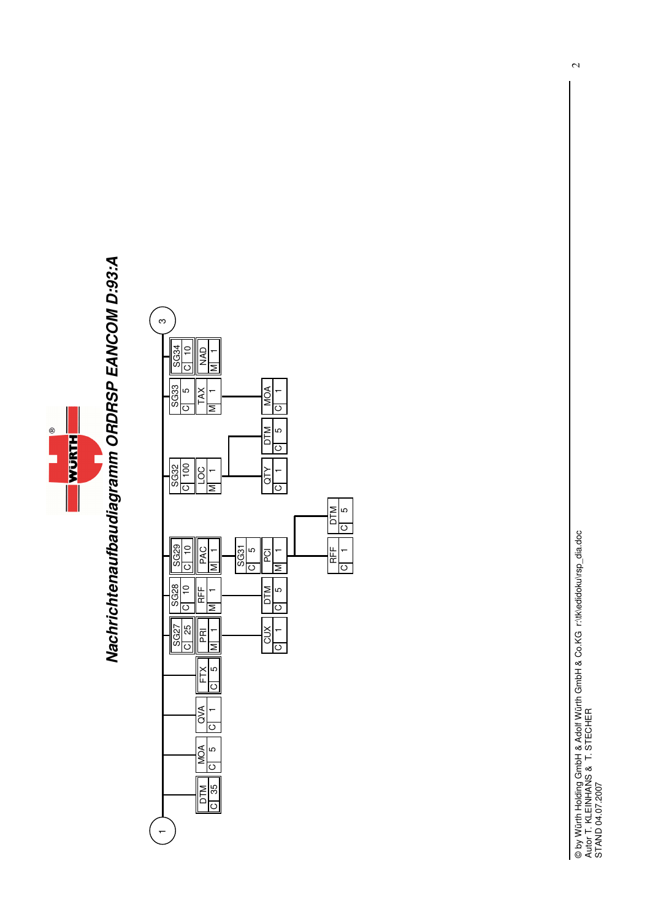# Nachrichtenaufbaudiagramm ORDRSP EANCOM D:93:A

| Segment/Group | Status | Max. Repeat | Level |
|---|---|---|---|
| DTM | C | 35 | 1 |
| MOA | C | 5 | 1 |
| QVA | C | 1 | 1 |
| FTX | C | 5 | 1 |
| SG27 | C | 25 | 1 |
| PRI | M | 1 | 2 |
| CUX | C | 1 | 3 |
| SG28 | C | 10 | 1 |
| RFF | M | 1 | 2 |
| DTM | C | 5 | 3 |
| SG29 | C | 10 | 1 |
| PAC | M | 1 | 2 |
| SG31 | C | 5 | 3 |
| PCI | M | 1 | 3 |
| RFF | C | 1 | 4 |
| DTM | C | 5 | 4 |
| SG32 | C | 100 | 1 |
| LOC | M | 1 | 2 |
| QTY | C | 1 | 3 |
| DTM | C | 5 | 3 |
| SG33 | C | 5 | 1 |
| TAX | M | 1 | 2 |
| MOA | C | 1 | 3 |
| SG34 | C | 10 | 1 |
| NAD | M | 1 | 2 |

© by Würth Holding GmbH & Adolf Würth GmbH & Co.KG r:\tk\edidoku\rsp_dia.doc
Autor T. KLEINHANS & T. STECHER
STAND 04.07.2007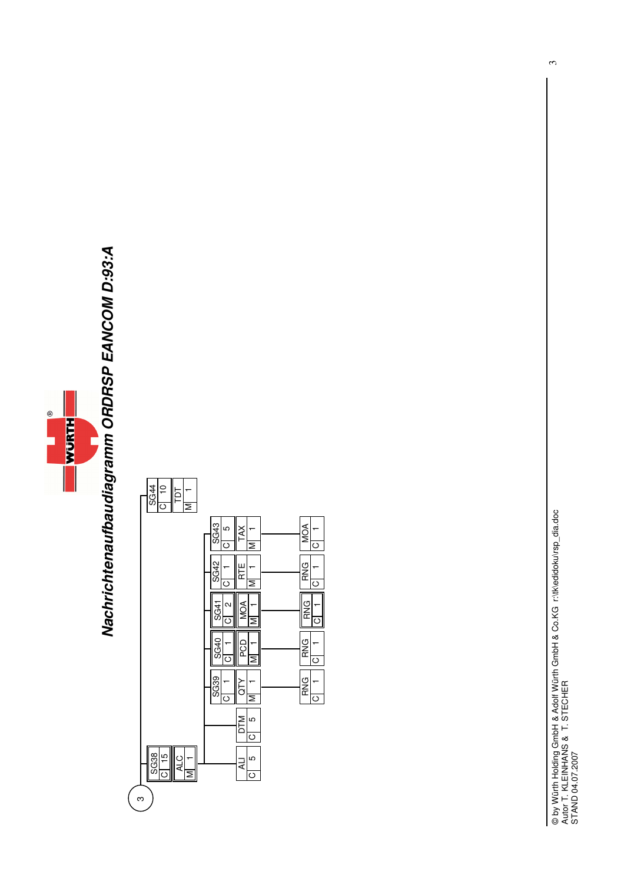# Nachrichtenaufbaudiagramm ORDRSP EANCOM D:93:A

3

| Segment/Gruppe | Status | Wiederholung |
|---|---|---|
| SG38 | C | 15 |
| ALC | M | 1 |
| ALI | C | 5 |
| DTM | C | 5 |
| SG39 | C | 1 |
| QTY | M | 1 |
| RNG | C | 1 |
| SG40 | C | 1 |
| PCD | M | 1 |
| RNG | C | 1 |
| SG41 | C | 2 |
| MOA | M | 1 |
| RNG | C | 1 |
| SG42 | C | 1 |
| RTE | M | 1 |
| RNG | C | 1 |
| SG43 | C | 5 |
| TAX | M | 1 |
| MOA | C | 1 |
| SG44 | C | 10 |
| TDT | M | 1 |

© by Würth Holding GmbH & Adolf Würth GmbH & Co.KG r:\tk\edidoku\rsp_dia.doc
Autor T. KLEINHANS & T. STECHER
STAND 04.07.2007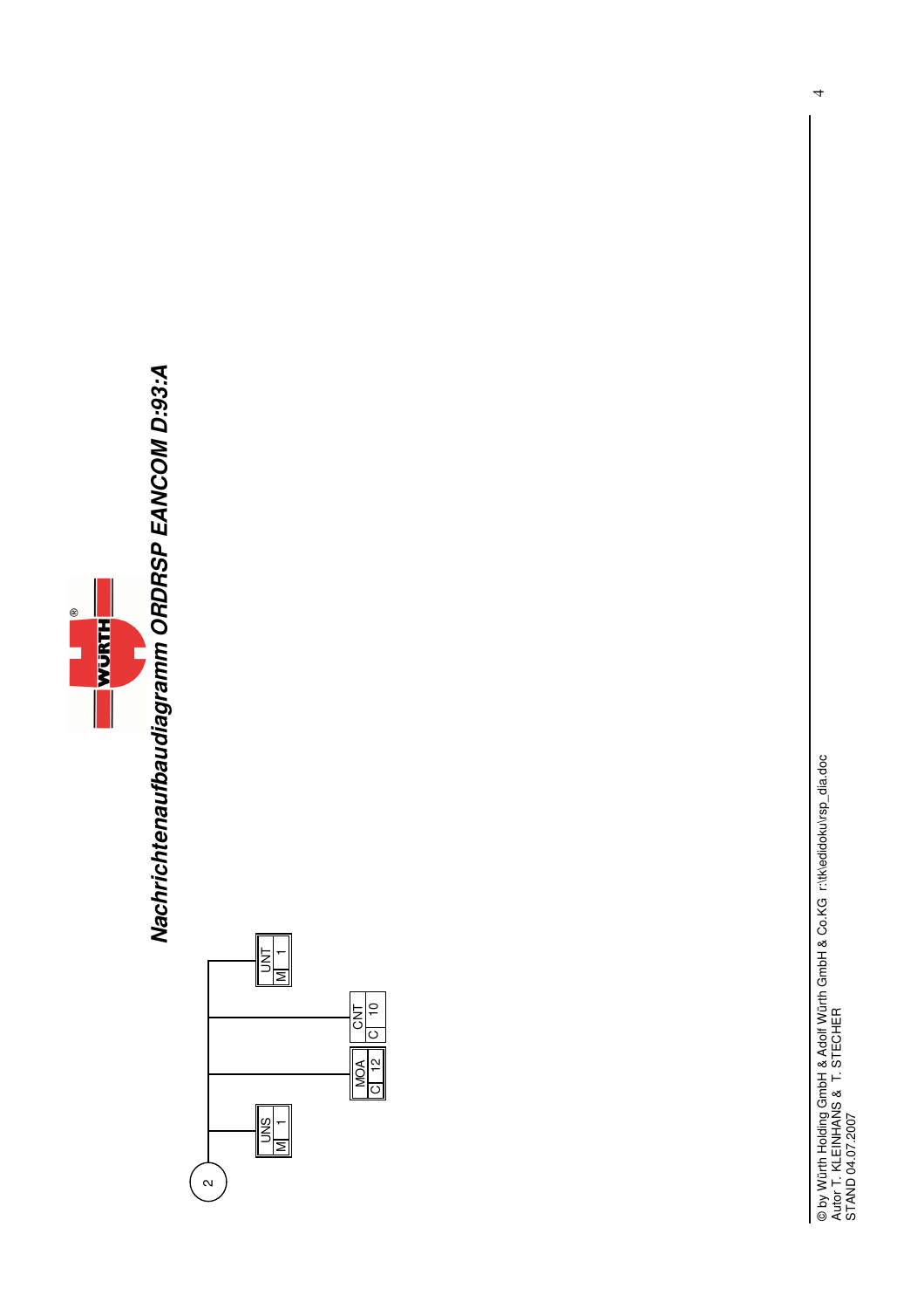# Nachrichtenaufbaudiagramm ORDRSP EANCOM D:93:A

2

UNS
M 1

MOA
C 12

CNT
C 10

UNT
M 1

© by Würth Holding GmbH & Adolf Würth GmbH & Co.KG r:\tk\edidoku\rsp_dia.doc
Autor T. KLEINHANS & T. STECHER
STAND 04.07.2007